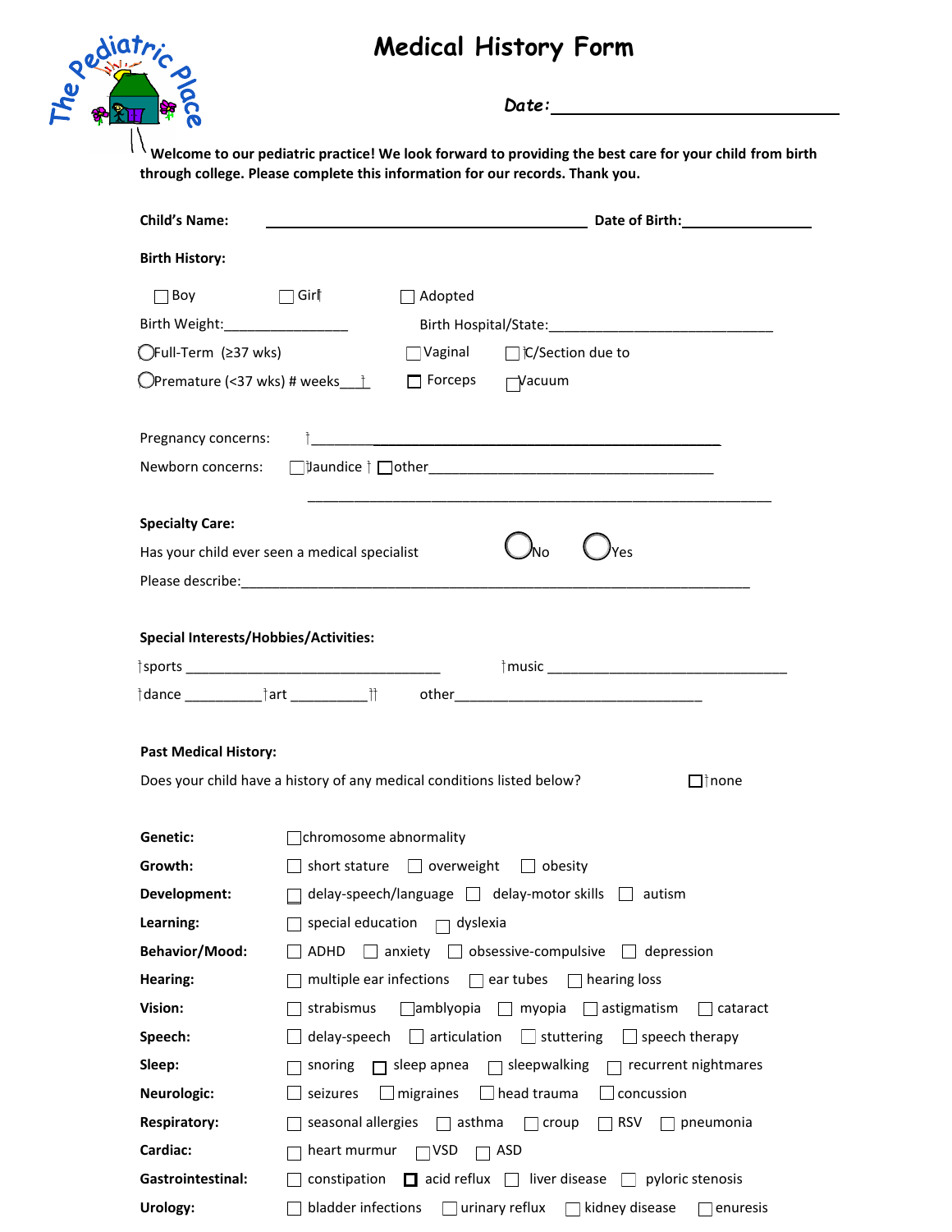# Medical History Form

The Pediatric Place

**Date:** ______________________________

**Welcome to our pediatric practice! We look forward to providing the best care for your child from birth through college. Please complete this information for our records. Thank you.**

**Child's Name:** ______________________________________ **Date of Birth:** ________________

**Birth History:**

☐ Boy ☐ Girl ☐ Adopted

Birth Weight: ________________ Birth Hospital/State: ______________________________

◯ Full-Term (≥37 wks) ☐ Vaginal ☐ C/Section due to

◯ Premature (<37 wks) # weeks____ ☐ Forceps ☐ Vacuum

Pregnancy concerns: ______________________________________________________

Newborn concerns: ☐ Jaundice ☐ other______________________________________

______________________________________________________________

**Specialty Care:**

Has your child ever seen a medical specialist ◯ No ◯ Yes

Please describe: ______________________________________________________________

**Special Interests/Hobbies/Activities:**

sports _________________________________ music _______________________________

dance __________ art __________ other_________________________________

**Past Medical History:**

Does your child have a history of any medical conditions listed below? ☐ none

| | |
|---|---|
| **Genetic:** | ☐ chromosome abnormality |
| **Growth:** | ☐ short stature ☐ overweight ☐ obesity |
| **Development:** | ☐ delay-speech/language ☐ delay-motor skills ☐ autism |
| **Learning:** | ☐ special education ☐ dyslexia |
| **Behavior/Mood:** | ☐ ADHD ☐ anxiety ☐ obsessive-compulsive ☐ depression |
| **Hearing:** | ☐ multiple ear infections ☐ ear tubes ☐ hearing loss |
| **Vision:** | ☐ strabismus ☐ amblyopia ☐ myopia ☐ astigmatism ☐ cataract |
| **Speech:** | ☐ delay-speech ☐ articulation ☐ stuttering ☐ speech therapy |
| **Sleep:** | ☐ snoring ☐ sleep apnea ☐ sleepwalking ☐ recurrent nightmares |
| **Neurologic:** | ☐ seizures ☐ migraines ☐ head trauma ☐ concussion |
| **Respiratory:** | ☐ seasonal allergies ☐ asthma ☐ croup ☐ RSV ☐ pneumonia |
| **Cardiac:** | ☐ heart murmur ☐ VSD ☐ ASD |
| **Gastrointestinal:** | ☐ constipation ☐ acid reflux ☐ liver disease ☐ pyloric stenosis |
| **Urology:** | ☐ bladder infections ☐ urinary reflux ☐ kidney disease ☐ enuresis |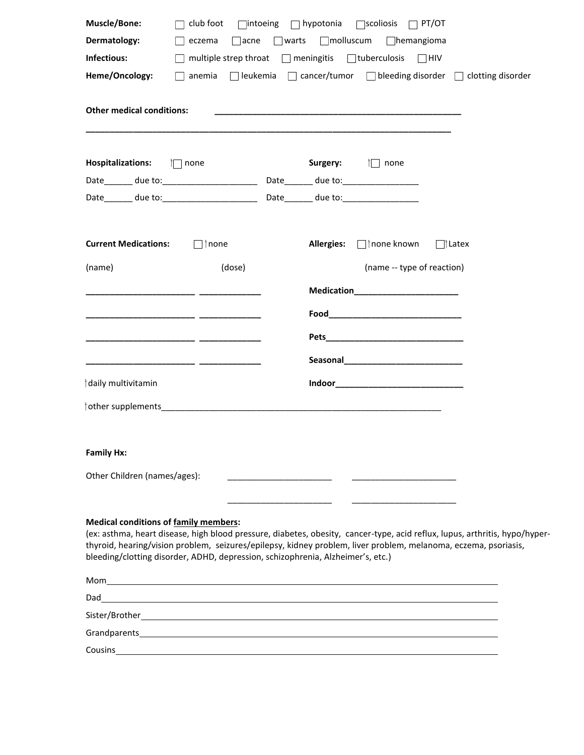**Muscle/Bone:** ☐ club foot ☐ intoeing ☐ hypotonia ☐ scoliosis ☐ PT/OT

**Dermatology:** ☐ eczema ☐ acne ☐ warts ☐ molluscum ☐ hemangioma

**Infectious:** ☐ multiple strep throat ☐ meningitis ☐ tuberculosis ☐ HIV

**Heme/Oncology:** ☐ anemia ☐ leukemia ☐ cancer/tumor ☐ bleeding disorder ☐ clotting disorder

**Other medical conditions:** ______________________________________________________

________________________________________________________________________________

**Hospitalizations:** ☐ none

Date______ due to:____________________

Date______ due to:____________________

**Surgery:** ☐ none

Date______ due to:________________

Date______ due to:________________

**Current Medications:** ☐ none

| (name) | (dose) |
|---|---|
| ________________________ | ______________ |
| ________________________ | ______________ |
| ________________________ | ______________ |
| ________________________ | ______________ |

daily multivitamin

other supplements_______________________________________________________________

**Allergies:** ☐ none known ☐ Latex

(name -- type of reaction)

**Medication**_______________________

**Food**______________________________

**Pets**_______________________________

**Seasonal**___________________________

**Indoor**_____________________________

**Family Hx:**

Other Children (names/ages): ______________________ ______________________

______________________ ______________________

**Medical conditions of family members:**
(ex: asthma, heart disease, high blood pressure, diabetes, obesity, cancer-type, acid reflux, lupus, arthritis, hypo/hyper-thyroid, hearing/vision problem, seizures/epilepsy, kidney problem, liver problem, melanoma, eczema, psoriasis, bleeding/clotting disorder, ADHD, depression, schizophrenia, Alzheimer's, etc.)

Mom______________________________________________________________________________

Dad______________________________________________________________________________

Sister/Brother______________________________________________________________________

Grandparents_______________________________________________________________________

Cousins___________________________________________________________________________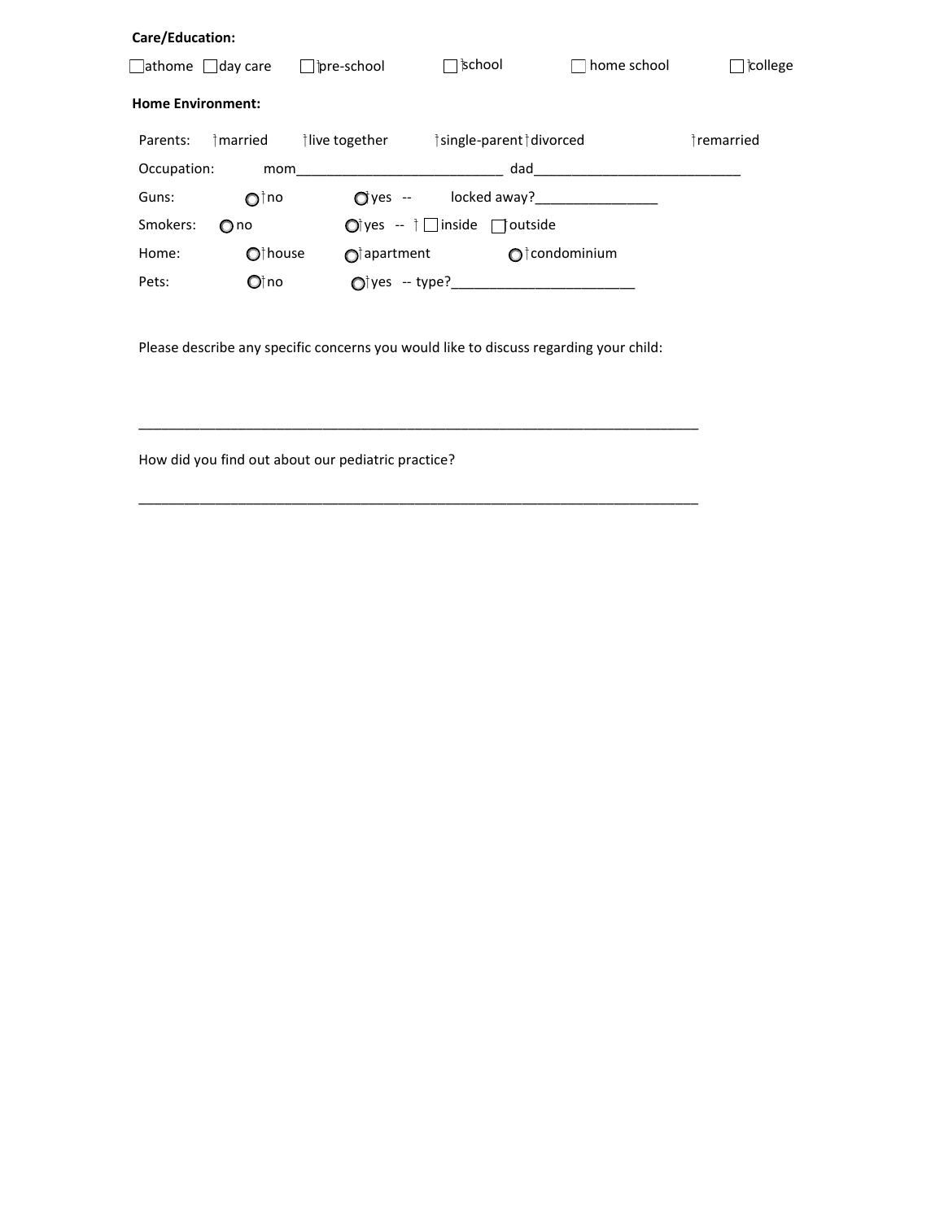**Care/Education:**

☐ athome ☐ day care ☐ pre-school ☐ school ☐ home school ☐ college

**Home Environment:**

Parents: married live together single-parent divorced remarried

Occupation: mom___________________________ dad___________________________

Guns: ◯ no ◯ yes -- locked away?________________

Smokers: ◯ no ◯ yes -- ☐ inside ☐ outside

Home: ◯ house ◯ apartment ◯ condominium

Pets: ◯ no ◯ yes -- type?________________________

Please describe any specific concerns you would like to discuss regarding your child:

___________________________________________________________________________

How did you find out about our pediatric practice?

___________________________________________________________________________